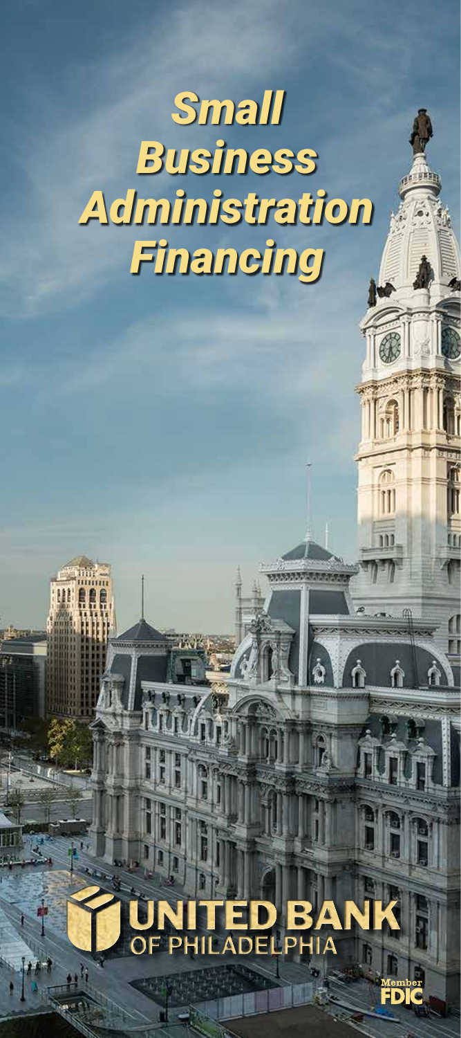# Small Business Administration Financing

UNITED BANK OF PHILADELPHIA

Member FDIC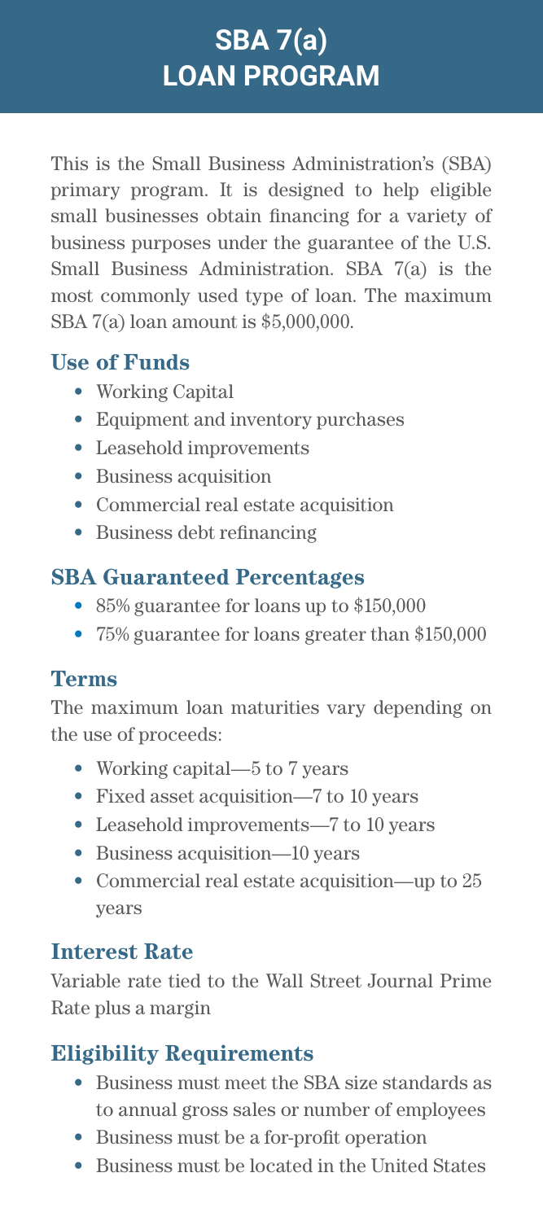# SBA 7(a) LOAN PROGRAM

This is the Small Business Administration's (SBA) primary program. It is designed to help eligible small businesses obtain financing for a variety of business purposes under the guarantee of the U.S. Small Business Administration. SBA 7(a) is the most commonly used type of loan. The maximum SBA 7(a) loan amount is $5,000,000.

## Use of Funds

- Working Capital
- Equipment and inventory purchases
- Leasehold improvements
- Business acquisition
- Commercial real estate acquisition
- Business debt refinancing

## SBA Guaranteed Percentages

- 85% guarantee for loans up to $150,000
- 75% guarantee for loans greater than $150,000

## Terms

The maximum loan maturities vary depending on the use of proceeds:

- Working capital—5 to 7 years
- Fixed asset acquisition—7 to 10 years
- Leasehold improvements—7 to 10 years
- Business acquisition—10 years
- Commercial real estate acquisition—up to 25 years

## Interest Rate

Variable rate tied to the Wall Street Journal Prime Rate plus a margin

## Eligibility Requirements

- Business must meet the SBA size standards as to annual gross sales or number of employees
- Business must be a for-profit operation
- Business must be located in the United States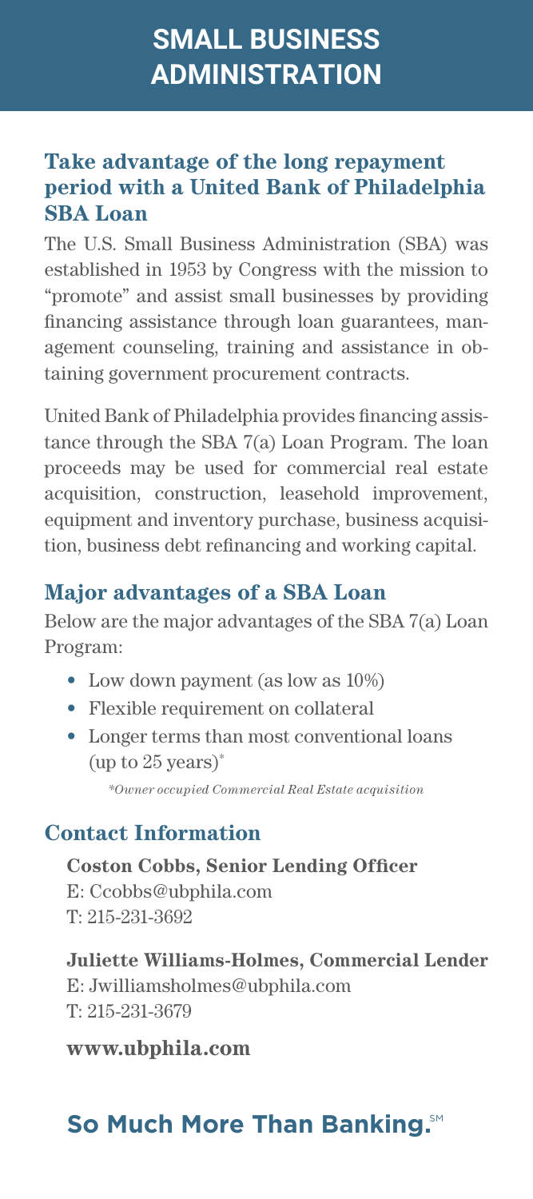# SMALL BUSINESS ADMINISTRATION

## Take advantage of the long repayment period with a United Bank of Philadelphia SBA Loan

The U.S. Small Business Administration (SBA) was established in 1953 by Congress with the mission to "promote" and assist small businesses by providing financing assistance through loan guarantees, management counseling, training and assistance in obtaining government procurement contracts.

United Bank of Philadelphia provides financing assistance through the SBA 7(a) Loan Program. The loan proceeds may be used for commercial real estate acquisition, construction, leasehold improvement, equipment and inventory purchase, business acquisition, business debt refinancing and working capital.

## Major advantages of a SBA Loan

Below are the major advantages of the SBA 7(a) Loan Program:

- Low down payment (as low as 10%)
- Flexible requirement on collateral
- Longer terms than most conventional loans (up to 25 years)*

*\*Owner occupied Commercial Real Estate acquisition*

## Contact Information

**Coston Cobbs, Senior Lending Officer**
E: Ccobbs@ubphila.com
T: 215-231-3692

**Juliette Williams-Holmes, Commercial Lender**
E: Jwilliamsholmes@ubphila.com
T: 215-231-3679

**www.ubphila.com**

## So Much More Than Banking.℠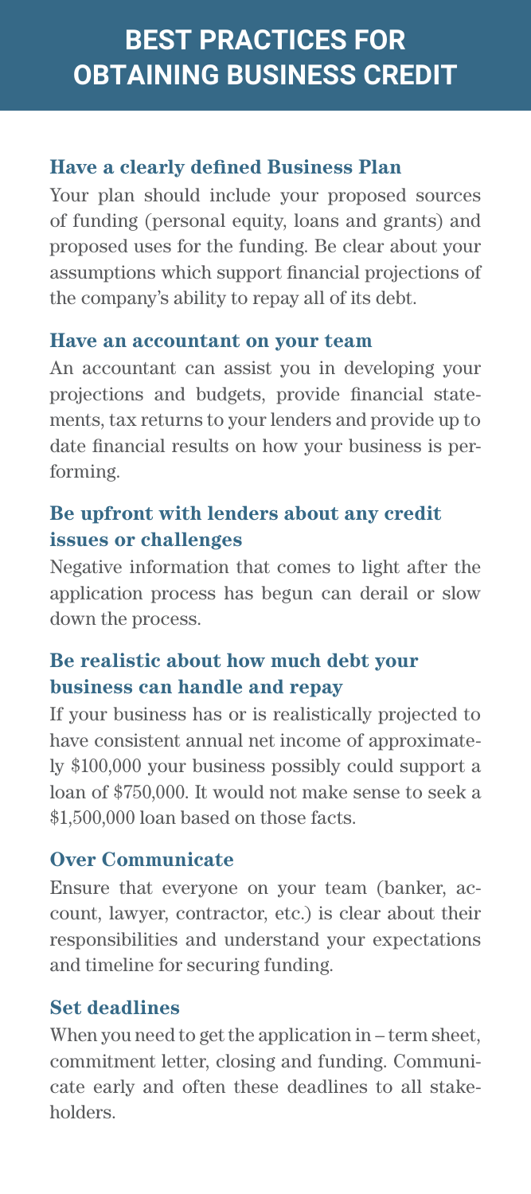# BEST PRACTICES FOR OBTAINING BUSINESS CREDIT

### Have a clearly defined Business Plan

Your plan should include your proposed sources of funding (personal equity, loans and grants) and proposed uses for the funding. Be clear about your assumptions which support financial projections of the company's ability to repay all of its debt.

### Have an accountant on your team

An accountant can assist you in developing your projections and budgets, provide financial statements, tax returns to your lenders and provide up to date financial results on how your business is performing.

### Be upfront with lenders about any credit issues or challenges

Negative information that comes to light after the application process has begun can derail or slow down the process.

### Be realistic about how much debt your business can handle and repay

If your business has or is realistically projected to have consistent annual net income of approximately $100,000 your business possibly could support a loan of $750,000. It would not make sense to seek a $1,500,000 loan based on those facts.

### Over Communicate

Ensure that everyone on your team (banker, account, lawyer, contractor, etc.) is clear about their responsibilities and understand your expectations and timeline for securing funding.

### Set deadlines

When you need to get the application in – term sheet, commitment letter, closing and funding. Communicate early and often these deadlines to all stakeholders.